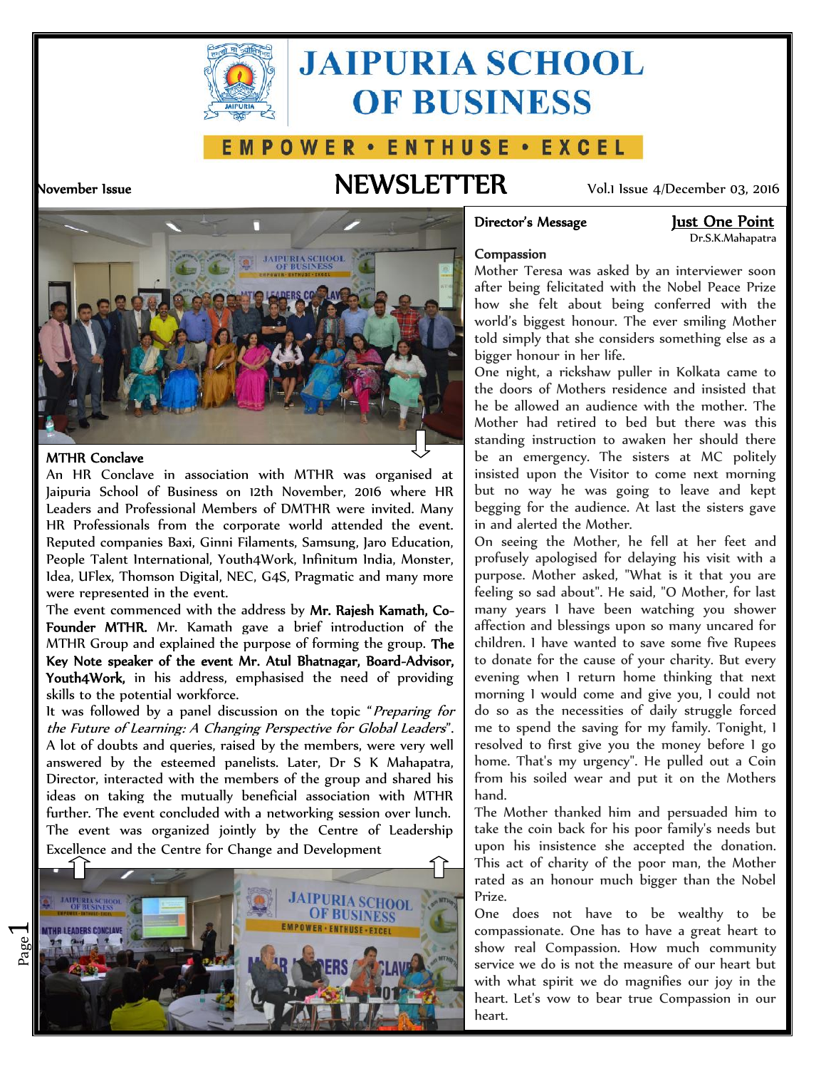# JAIPURIA SCHOOL OF BUSINESS

EMPOWER • ENTHUSE • EXCEL

November Issue

# NEWSLETTER

Vol.1 Issue 4/December 03, 2016

## MTHR Conclave

An HR Conclave in association with MTHR was organised at Jaipuria School of Business on 12th November, 2016 where HR Leaders and Professional Members of DMTHR were invited. Many HR Professionals from the corporate world attended the event. Reputed companies Baxi, Ginni Filaments, Samsung, Jaro Education, People Talent International, Youth4Work, Infinitum India, Monster, Idea, UFlex, Thomson Digital, NEC, G4S, Pragmatic and many more were represented in the event.

The event commenced with the address by **Mr. Rajesh Kamath, Co-Founder MTHR.** Mr. Kamath gave a brief introduction of the MTHR Group and explained the purpose of forming the group. **The Key Note speaker of the event Mr. Atul Bhatnagar, Board-Advisor, Youth4Work,** in his address, emphasised the need of providing skills to the potential workforce.

It was followed by a panel discussion on the topic "*Preparing for the Future of Learning: A Changing Perspective for Global Leaders*". A lot of doubts and queries, raised by the members, were very well answered by the esteemed panelists. Later, Dr S K Mahapatra, Director, interacted with the members of the group and shared his ideas on taking the mutually beneficial association with MTHR further. The event concluded with a networking session over lunch. The event was organized jointly by the Centre of Leadership Excellence and the Centre for Change and Development

## Director's Message

### Just One Point

Dr.S.K.Mahapatra

**Compassion**

Mother Teresa was asked by an interviewer soon after being felicitated with the Nobel Peace Prize how she felt about being conferred with the world's biggest honour. The ever smiling Mother told simply that she considers something else as a bigger honour in her life.

One night, a rickshaw puller in Kolkata came to the doors of Mothers residence and insisted that he be allowed an audience with the mother. The Mother had retired to bed but there was this standing instruction to awaken her should there be an emergency. The sisters at MC politely insisted upon the Visitor to come next morning but no way he was going to leave and kept begging for the audience. At last the sisters gave in and alerted the Mother.

On seeing the Mother, he fell at her feet and profusely apologised for delaying his visit with a purpose. Mother asked, "What is it that you are feeling so sad about". He said, "O Mother, for last many years I have been watching you shower affection and blessings upon so many uncared for children. I have wanted to save some five Rupees to donate for the cause of your charity. But every evening when I return home thinking that next morning I would come and give you, I could not do so as the necessities of daily struggle forced me to spend the saving for my family. Tonight, I resolved to first give you the money before I go home. That's my urgency". He pulled out a Coin from his soiled wear and put it on the Mothers hand.

The Mother thanked him and persuaded him to take the coin back for his poor family's needs but upon his insistence she accepted the donation. This act of charity of the poor man, the Mother rated as an honour much bigger than the Nobel Prize.

One does not have to be wealthy to be compassionate. One has to have a great heart to show real Compassion. How much community service we do is not the measure of our heart but with what spirit we do magnifies our joy in the heart. Let's vow to bear true Compassion in our heart.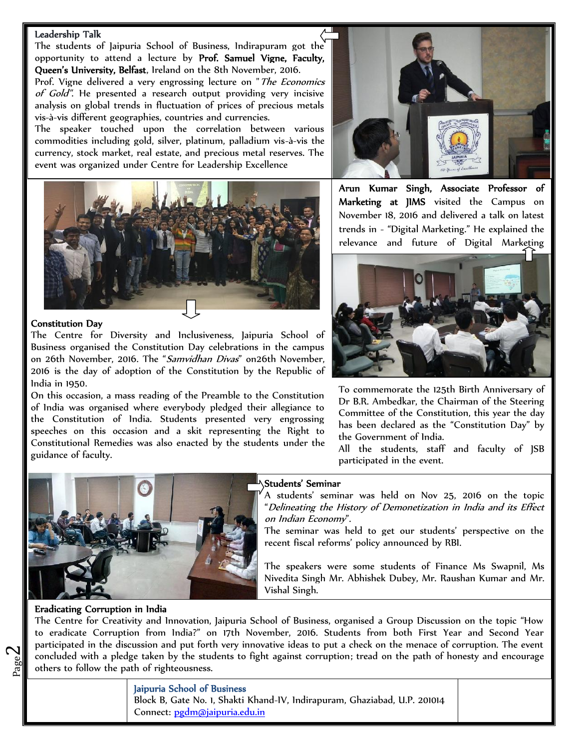## Leadership Talk

The students of Jaipuria School of Business, Indirapuram got the opportunity to attend a lecture by **Prof. Samuel Vigne, Faculty, Queen's University, Belfast**, Ireland on the 8th November, 2016.

Prof. Vigne delivered a very engrossing lecture on "*The Economics of Gold*". He presented a research output providing very incisive analysis on global trends in fluctuation of prices of precious metals vis-à-vis different geographies, countries and currencies.

The speaker touched upon the correlation between various commodities including gold, silver, platinum, palladium vis-à-vis the currency, stock market, real estate, and precious metal reserves. The event was organized under Centre for Leadership Excellence

**Arun Kumar Singh, Associate Professor of Marketing at JIMS** visited the Campus on November 18, 2016 and delivered a talk on latest trends in - "Digital Marketing." He explained the relevance and future of Digital Marketing

## Constitution Day

The Centre for Diversity and Inclusiveness, Jaipuria School of Business organised the Constitution Day celebrations in the campus on 26th November, 2016. The "*Samvidhan Divas*" on26th November, 2016 is the day of adoption of the Constitution by the Republic of India in 1950.

On this occasion, a mass reading of the Preamble to the Constitution of India was organised where everybody pledged their allegiance to the Constitution of India. Students presented very engrossing speeches on this occasion and a skit representing the Right to Constitutional Remedies was also enacted by the students under the guidance of faculty.

To commemorate the 125th Birth Anniversary of Dr B.R. Ambedkar, the Chairman of the Steering Committee of the Constitution, this year the day has been declared as the "Constitution Day" by the Government of India.

All the students, staff and faculty of JSB participated in the event.

## Students' Seminar

A students' seminar was held on Nov 25, 2016 on the topic "*Delineating the History of Demonetization in India and its Effect on Indian Economy*".

The seminar was held to get our students' perspective on the recent fiscal reforms' policy announced by RBI.

The speakers were some students of Finance Ms Swapnil, Ms Nivedita Singh Mr. Abhishek Dubey, Mr. Raushan Kumar and Mr. Vishal Singh.

## Eradicating Corruption in India

The Centre for Creativity and Innovation, Jaipuria School of Business, organised a Group Discussion on the topic "How to eradicate Corruption from India?" on 17th November, 2016. Students from both First Year and Second Year participated in the discussion and put forth very innovative ideas to put a check on the menace of corruption. The event concluded with a pledge taken by the students to fight against corruption; tread on the path of honesty and encourage others to follow the path of righteousness.

**Jaipuria School of Business**
Block B, Gate No. 1, Shakti Khand-IV, Indirapuram, Ghaziabad, U.P. 201014
Connect: pgdm@jaipuria.edu.in